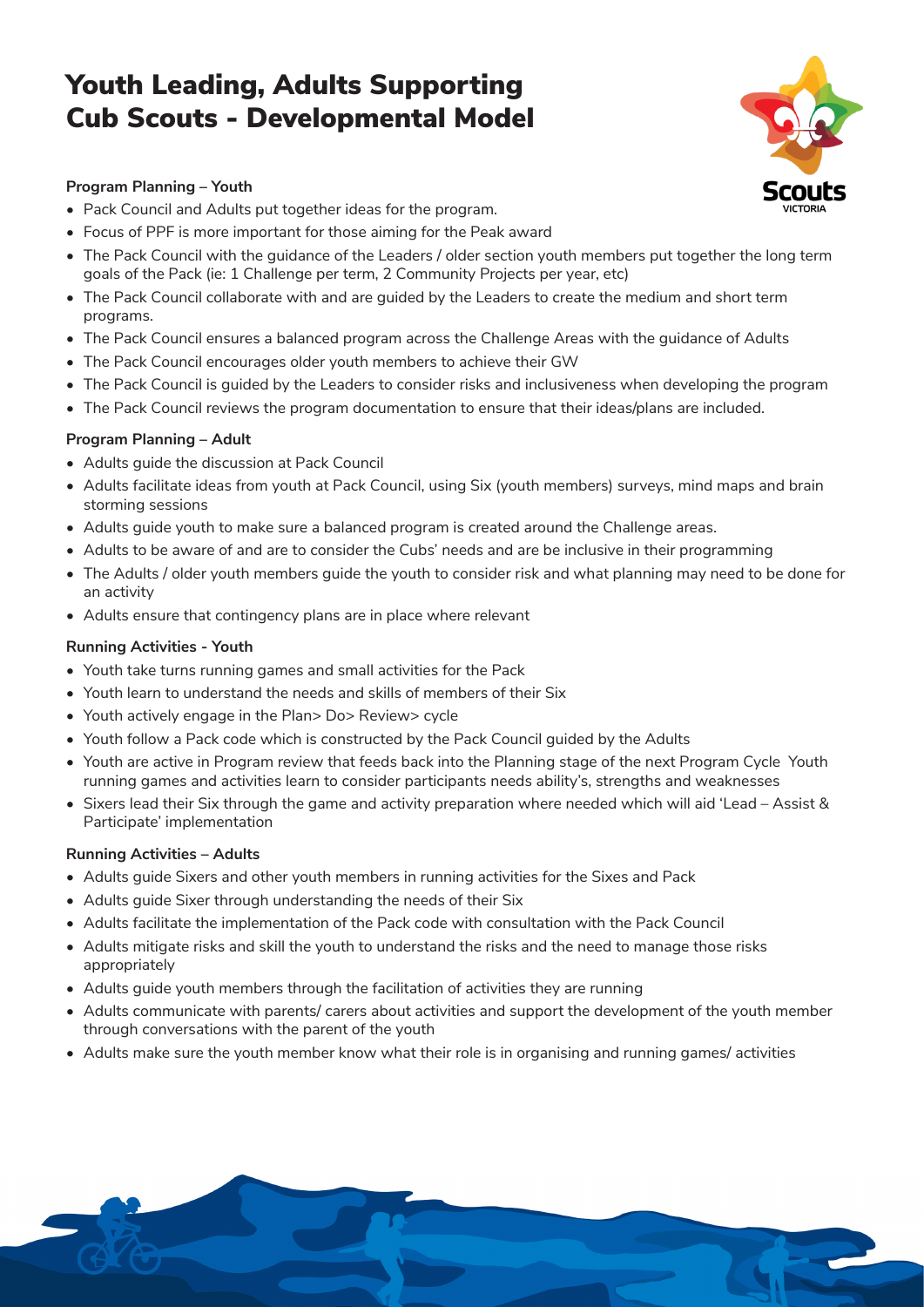# Youth Leading, Adults Supporting Cub Scouts - Developmental Model

**Program Planning – Youth**

- Pack Council and Adults put together ideas for the program.
- Focus of PPF is more important for those aiming for the Peak award
- The Pack Council with the guidance of the Leaders / older section youth members put together the long term goals of the Pack (ie: 1 Challenge per term, 2 Community Projects per year, etc)
- The Pack Council collaborate with and are guided by the Leaders to create the medium and short term programs.
- The Pack Council ensures a balanced program across the Challenge Areas with the guidance of Adults
- The Pack Council encourages older youth members to achieve their GW
- The Pack Council is guided by the Leaders to consider risks and inclusiveness when developing the program
- The Pack Council reviews the program documentation to ensure that their ideas/plans are included.

**Program Planning – Adult**

- Adults guide the discussion at Pack Council
- Adults facilitate ideas from youth at Pack Council, using Six (youth members) surveys, mind maps and brain storming sessions
- Adults guide youth to make sure a balanced program is created around the Challenge areas.
- Adults to be aware of and are to consider the Cubs' needs and are be inclusive in their programming
- The Adults / older youth members guide the youth to consider risk and what planning may need to be done for an activity
- Adults ensure that contingency plans are in place where relevant

**Running Activities - Youth**

- Youth take turns running games and small activities for the Pack
- Youth learn to understand the needs and skills of members of their Six
- Youth actively engage in the Plan> Do> Review> cycle
- Youth follow a Pack code which is constructed by the Pack Council guided by the Adults
- Youth are active in Program review that feeds back into the Planning stage of the next Program Cycle Youth running games and activities learn to consider participants needs ability's, strengths and weaknesses
- Sixers lead their Six through the game and activity preparation where needed which will aid 'Lead – Assist & Participate' implementation

**Running Activities – Adults**

- Adults guide Sixers and other youth members in running activities for the Sixes and Pack
- Adults guide Sixer through understanding the needs of their Six
- Adults facilitate the implementation of the Pack code with consultation with the Pack Council
- Adults mitigate risks and skill the youth to understand the risks and the need to manage those risks appropriately
- Adults guide youth members through the facilitation of activities they are running
- Adults communicate with parents/ carers about activities and support the development of the youth member through conversations with the parent of the youth
- Adults make sure the youth member know what their role is in organising and running games/ activities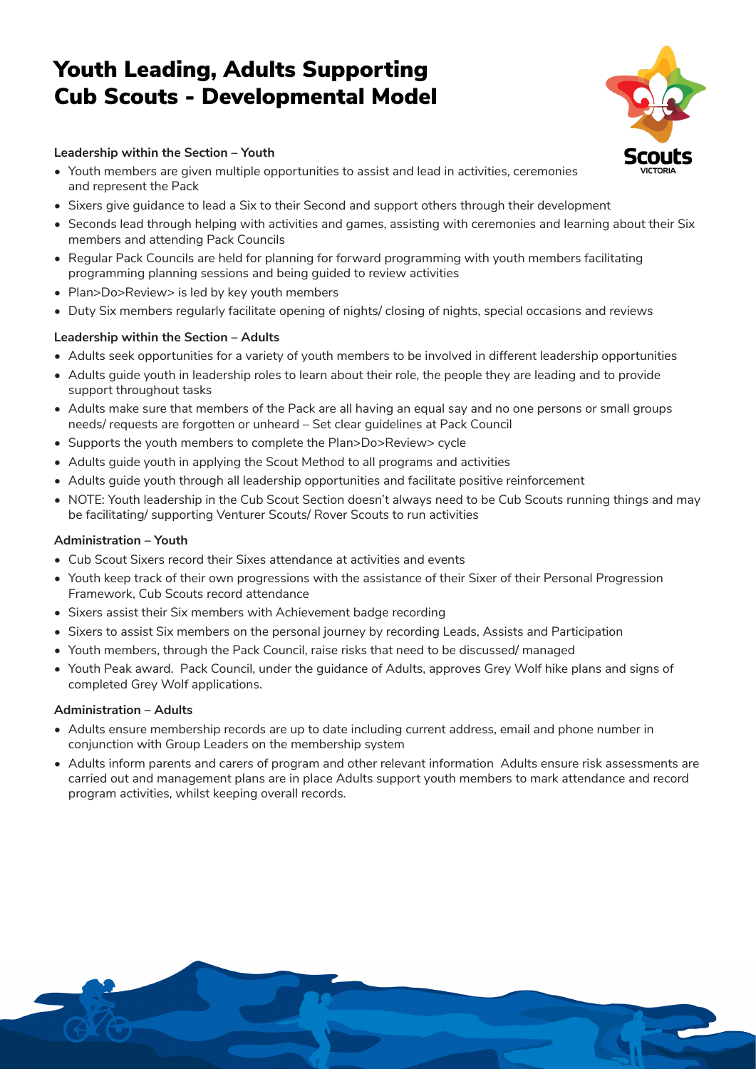# Youth Leading, Adults Supporting
# Cub Scouts - Developmental Model

**Leadership within the Section – Youth**

- Youth members are given multiple opportunities to assist and lead in activities, ceremonies and represent the Pack
- Sixers give guidance to lead a Six to their Second and support others through their development
- Seconds lead through helping with activities and games, assisting with ceremonies and learning about their Six members and attending Pack Councils
- Regular Pack Councils are held for planning for forward programming with youth members facilitating programming planning sessions and being guided to review activities
- Plan>Do>Review> is led by key youth members
- Duty Six members regularly facilitate opening of nights/ closing of nights, special occasions and reviews

**Leadership within the Section – Adults**

- Adults seek opportunities for a variety of youth members to be involved in different leadership opportunities
- Adults guide youth in leadership roles to learn about their role, the people they are leading and to provide support throughout tasks
- Adults make sure that members of the Pack are all having an equal say and no one persons or small groups needs/ requests are forgotten or unheard – Set clear guidelines at Pack Council
- Supports the youth members to complete the Plan>Do>Review> cycle
- Adults guide youth in applying the Scout Method to all programs and activities
- Adults guide youth through all leadership opportunities and facilitate positive reinforcement
- NOTE: Youth leadership in the Cub Scout Section doesn't always need to be Cub Scouts running things and may be facilitating/ supporting Venturer Scouts/ Rover Scouts to run activities

**Administration – Youth**

- Cub Scout Sixers record their Sixes attendance at activities and events
- Youth keep track of their own progressions with the assistance of their Sixer of their Personal Progression Framework, Cub Scouts record attendance
- Sixers assist their Six members with Achievement badge recording
- Sixers to assist Six members on the personal journey by recording Leads, Assists and Participation
- Youth members, through the Pack Council, raise risks that need to be discussed/ managed
- Youth Peak award. Pack Council, under the guidance of Adults, approves Grey Wolf hike plans and signs of completed Grey Wolf applications.

**Administration – Adults**

- Adults ensure membership records are up to date including current address, email and phone number in conjunction with Group Leaders on the membership system
- Adults inform parents and carers of program and other relevant information Adults ensure risk assessments are carried out and management plans are in place Adults support youth members to mark attendance and record program activities, whilst keeping overall records.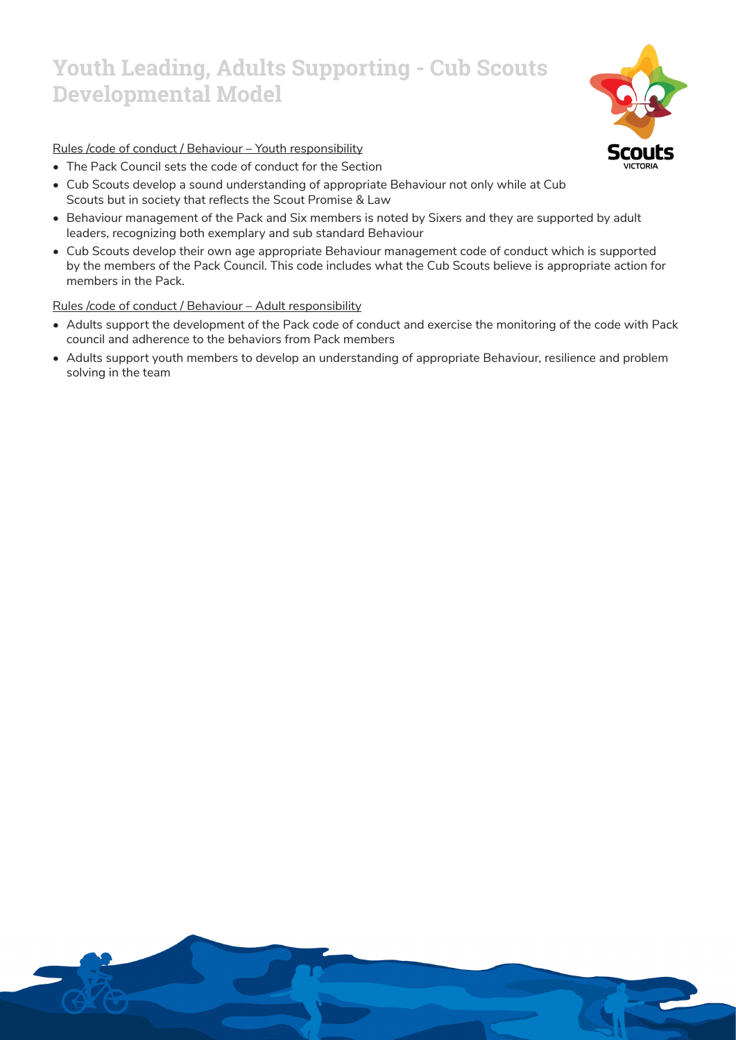# Youth Leading, Adults Supporting - Cub Scouts Developmental Model

<u>Rules /code of conduct / Behaviour – Youth responsibility</u>

- The Pack Council sets the code of conduct for the Section
- Cub Scouts develop a sound understanding of appropriate Behaviour not only while at Cub Scouts but in society that reflects the Scout Promise & Law
- Behaviour management of the Pack and Six members is noted by Sixers and they are supported by adult leaders, recognizing both exemplary and sub standard Behaviour
- Cub Scouts develop their own age appropriate Behaviour management code of conduct which is supported by the members of the Pack Council. This code includes what the Cub Scouts believe is appropriate action for members in the Pack.

<u>Rules /code of conduct / Behaviour – Adult responsibility</u>

- Adults support the development of the Pack code of conduct and exercise the monitoring of the code with Pack council and adherence to the behaviors from Pack members
- Adults support youth members to develop an understanding of appropriate Behaviour, resilience and problem solving in the team